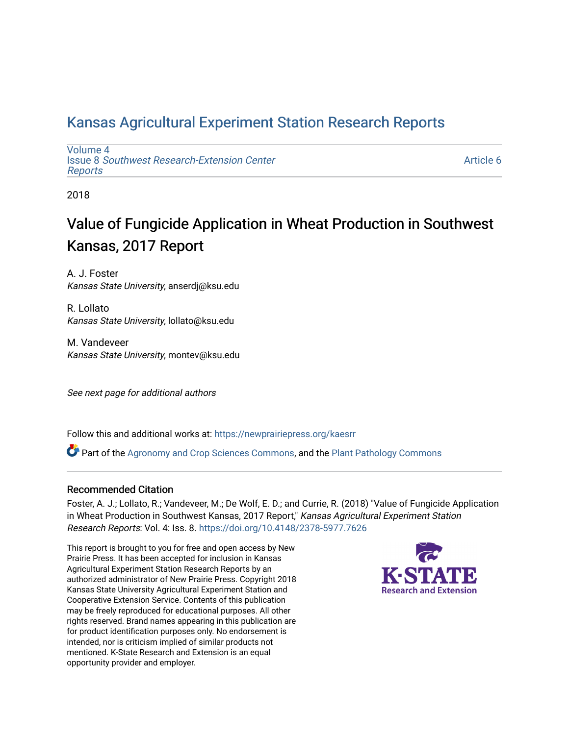# Kansas Agricultural Experiment Station Research Reports

Volume 4
Issue 8 *Southwest Research-Extension Center Reports*

Article 6

2018

## Value of Fungicide Application in Wheat Production in Southwest Kansas, 2017 Report

A. J. Foster
*Kansas State University*, anserdj@ksu.edu

R. Lollato
*Kansas State University*, lollato@ksu.edu

M. Vandeveer
*Kansas State University*, montev@ksu.edu

*See next page for additional authors*

Follow this and additional works at: https://newprairiepress.org/kaesrr

Part of the Agronomy and Crop Sciences Commons, and the Plant Pathology Commons

### Recommended Citation

Foster, A. J.; Lollato, R.; Vandeveer, M.; De Wolf, E. D.; and Currie, R. (2018) "Value of Fungicide Application in Wheat Production in Southwest Kansas, 2017 Report," *Kansas Agricultural Experiment Station Research Reports*: Vol. 4: Iss. 8. https://doi.org/10.4148/2378-5977.7626

This report is brought to you for free and open access by New Prairie Press. It has been accepted for inclusion in Kansas Agricultural Experiment Station Research Reports by an authorized administrator of New Prairie Press. Copyright 2018 Kansas State University Agricultural Experiment Station and Cooperative Extension Service. Contents of this publication may be freely reproduced for educational purposes. All other rights reserved. Brand names appearing in this publication are for product identification purposes only. No endorsement is intended, nor is criticism implied of similar products not mentioned. K-State Research and Extension is an equal opportunity provider and employer.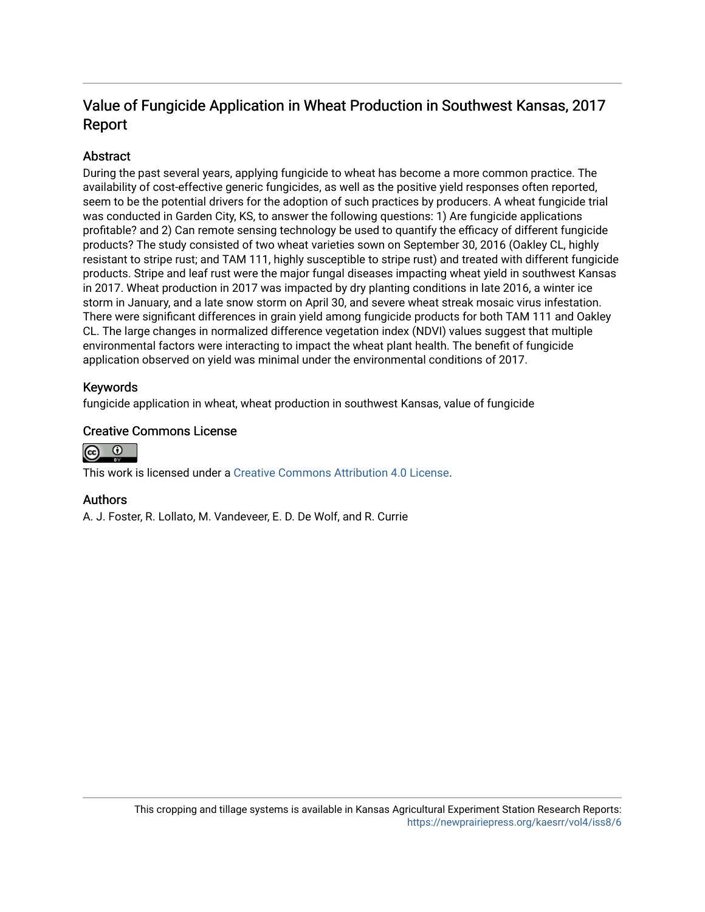## Value of Fungicide Application in Wheat Production in Southwest Kansas, 2017 Report

### Abstract

During the past several years, applying fungicide to wheat has become a more common practice. The availability of cost-effective generic fungicides, as well as the positive yield responses often reported, seem to be the potential drivers for the adoption of such practices by producers. A wheat fungicide trial was conducted in Garden City, KS, to answer the following questions: 1) Are fungicide applications profitable? and 2) Can remote sensing technology be used to quantify the efficacy of different fungicide products? The study consisted of two wheat varieties sown on September 30, 2016 (Oakley CL, highly resistant to stripe rust; and TAM 111, highly susceptible to stripe rust) and treated with different fungicide products. Stripe and leaf rust were the major fungal diseases impacting wheat yield in southwest Kansas in 2017. Wheat production in 2017 was impacted by dry planting conditions in late 2016, a winter ice storm in January, and a late snow storm on April 30, and severe wheat streak mosaic virus infestation. There were significant differences in grain yield among fungicide products for both TAM 111 and Oakley CL. The large changes in normalized difference vegetation index (NDVI) values suggest that multiple environmental factors were interacting to impact the wheat plant health. The benefit of fungicide application observed on yield was minimal under the environmental conditions of 2017.

### Keywords

fungicide application in wheat, wheat production in southwest Kansas, value of fungicide

### Creative Commons License

This work is licensed under a Creative Commons Attribution 4.0 License.

### Authors

A. J. Foster, R. Lollato, M. Vandeveer, E. D. De Wolf, and R. Currie

This cropping and tillage systems is available in Kansas Agricultural Experiment Station Research Reports: https://newprairiepress.org/kaesrr/vol4/iss8/6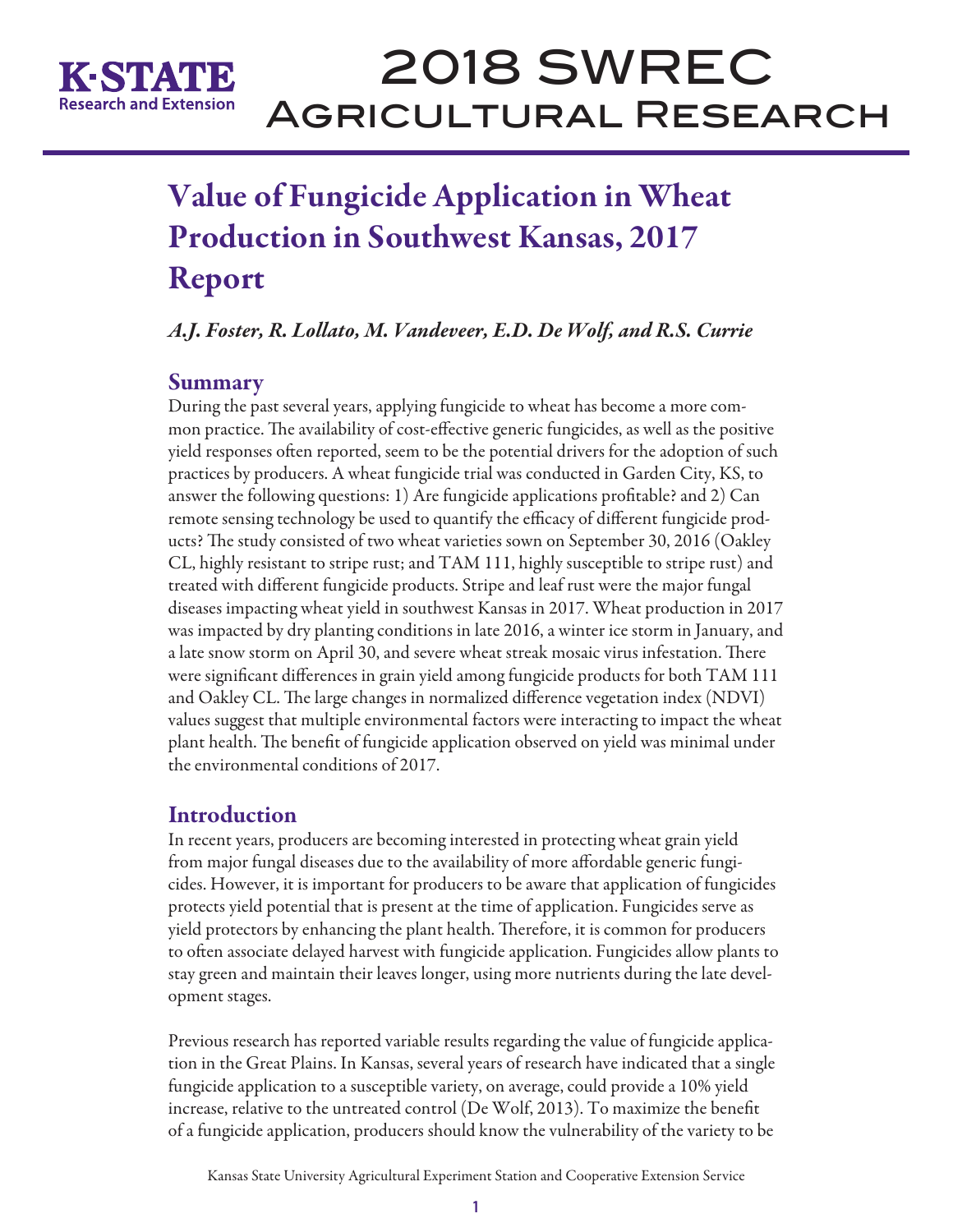# Value of Fungicide Application in Wheat Production in Southwest Kansas, 2017 Report

*A.J. Foster, R. Lollato, M. Vandeveer, E.D. De Wolf, and R.S. Currie*

## Summary

During the past several years, applying fungicide to wheat has become a more common practice. The availability of cost-effective generic fungicides, as well as the positive yield responses often reported, seem to be the potential drivers for the adoption of such practices by producers. A wheat fungicide trial was conducted in Garden City, KS, to answer the following questions: 1) Are fungicide applications profitable? and 2) Can remote sensing technology be used to quantify the efficacy of different fungicide products? The study consisted of two wheat varieties sown on September 30, 2016 (Oakley CL, highly resistant to stripe rust; and TAM 111, highly susceptible to stripe rust) and treated with different fungicide products. Stripe and leaf rust were the major fungal diseases impacting wheat yield in southwest Kansas in 2017. Wheat production in 2017 was impacted by dry planting conditions in late 2016, a winter ice storm in January, and a late snow storm on April 30, and severe wheat streak mosaic virus infestation. There were significant differences in grain yield among fungicide products for both TAM 111 and Oakley CL. The large changes in normalized difference vegetation index (NDVI) values suggest that multiple environmental factors were interacting to impact the wheat plant health. The benefit of fungicide application observed on yield was minimal under the environmental conditions of 2017.

## Introduction

In recent years, producers are becoming interested in protecting wheat grain yield from major fungal diseases due to the availability of more affordable generic fungicides. However, it is important for producers to be aware that application of fungicides protects yield potential that is present at the time of application. Fungicides serve as yield protectors by enhancing the plant health. Therefore, it is common for producers to often associate delayed harvest with fungicide application. Fungicides allow plants to stay green and maintain their leaves longer, using more nutrients during the late development stages.

Previous research has reported variable results regarding the value of fungicide application in the Great Plains. In Kansas, several years of research have indicated that a single fungicide application to a susceptible variety, on average, could provide a 10% yield increase, relative to the untreated control (De Wolf, 2013). To maximize the benefit of a fungicide application, producers should know the vulnerability of the variety to be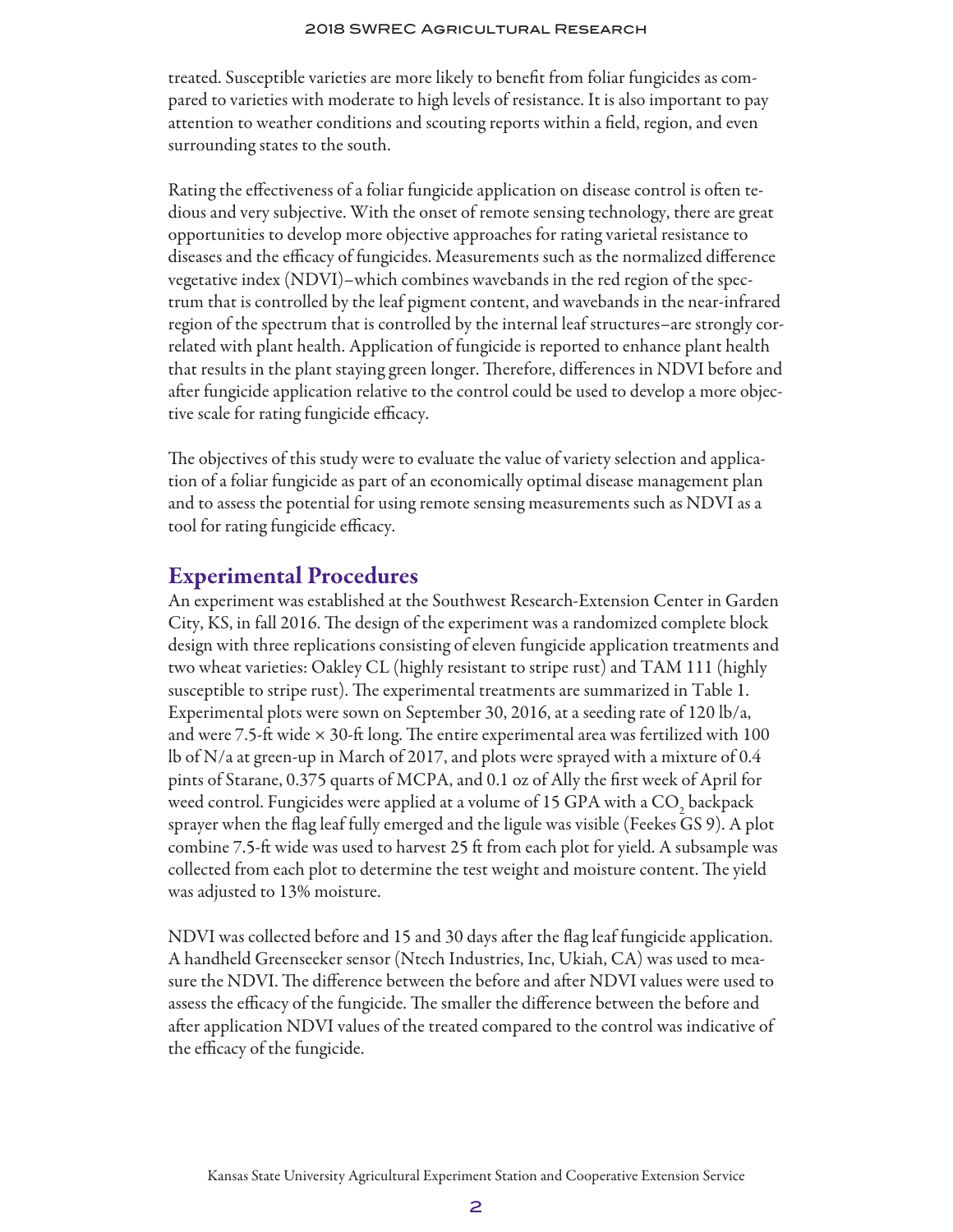treated. Susceptible varieties are more likely to benefit from foliar fungicides as compared to varieties with moderate to high levels of resistance. It is also important to pay attention to weather conditions and scouting reports within a field, region, and even surrounding states to the south.

Rating the effectiveness of a foliar fungicide application on disease control is often tedious and very subjective. With the onset of remote sensing technology, there are great opportunities to develop more objective approaches for rating varietal resistance to diseases and the efficacy of fungicides. Measurements such as the normalized difference vegetative index (NDVI)–which combines wavebands in the red region of the spectrum that is controlled by the leaf pigment content, and wavebands in the near-infrared region of the spectrum that is controlled by the internal leaf structures–are strongly correlated with plant health. Application of fungicide is reported to enhance plant health that results in the plant staying green longer. Therefore, differences in NDVI before and after fungicide application relative to the control could be used to develop a more objective scale for rating fungicide efficacy.

The objectives of this study were to evaluate the value of variety selection and application of a foliar fungicide as part of an economically optimal disease management plan and to assess the potential for using remote sensing measurements such as NDVI as a tool for rating fungicide efficacy.

## Experimental Procedures

An experiment was established at the Southwest Research-Extension Center in Garden City, KS, in fall 2016. The design of the experiment was a randomized complete block design with three replications consisting of eleven fungicide application treatments and two wheat varieties: Oakley CL (highly resistant to stripe rust) and TAM 111 (highly susceptible to stripe rust). The experimental treatments are summarized in Table 1. Experimental plots were sown on September 30, 2016, at a seeding rate of 120 lb/a, and were 7.5-ft wide × 30-ft long. The entire experimental area was fertilized with 100 lb of N/a at green-up in March of 2017, and plots were sprayed with a mixture of 0.4 pints of Starane, 0.375 quarts of MCPA, and 0.1 oz of Ally the first week of April for weed control. Fungicides were applied at a volume of 15 GPA with a $CO_2$ backpack sprayer when the flag leaf fully emerged and the ligule was visible (Feekes GS 9). A plot combine 7.5-ft wide was used to harvest 25 ft from each plot for yield. A subsample was collected from each plot to determine the test weight and moisture content. The yield was adjusted to 13% moisture.

NDVI was collected before and 15 and 30 days after the flag leaf fungicide application. A handheld Greenseeker sensor (Ntech Industries, Inc, Ukiah, CA) was used to measure the NDVI. The difference between the before and after NDVI values were used to assess the efficacy of the fungicide. The smaller the difference between the before and after application NDVI values of the treated compared to the control was indicative of the efficacy of the fungicide.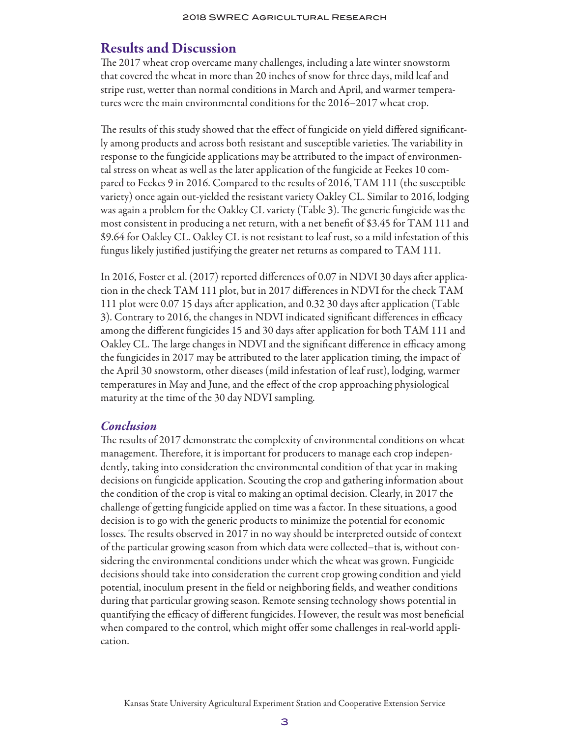## Results and Discussion

The 2017 wheat crop overcame many challenges, including a late winter snowstorm that covered the wheat in more than 20 inches of snow for three days, mild leaf and stripe rust, wetter than normal conditions in March and April, and warmer temperatures were the main environmental conditions for the 2016–2017 wheat crop.

The results of this study showed that the effect of fungicide on yield differed significantly among products and across both resistant and susceptible varieties. The variability in response to the fungicide applications may be attributed to the impact of environmental stress on wheat as well as the later application of the fungicide at Feekes 10 compared to Feekes 9 in 2016. Compared to the results of 2016, TAM 111 (the susceptible variety) once again out-yielded the resistant variety Oakley CL. Similar to 2016, lodging was again a problem for the Oakley CL variety (Table 3). The generic fungicide was the most consistent in producing a net return, with a net benefit of $3.45 for TAM 111 and $9.64 for Oakley CL. Oakley CL is not resistant to leaf rust, so a mild infestation of this fungus likely justified justifying the greater net returns as compared to TAM 111.

In 2016, Foster et al. (2017) reported differences of 0.07 in NDVI 30 days after application in the check TAM 111 plot, but in 2017 differences in NDVI for the check TAM 111 plot were 0.07 15 days after application, and 0.32 30 days after application (Table 3). Contrary to 2016, the changes in NDVI indicated significant differences in efficacy among the different fungicides 15 and 30 days after application for both TAM 111 and Oakley CL. The large changes in NDVI and the significant difference in efficacy among the fungicides in 2017 may be attributed to the later application timing, the impact of the April 30 snowstorm, other diseases (mild infestation of leaf rust), lodging, warmer temperatures in May and June, and the effect of the crop approaching physiological maturity at the time of the 30 day NDVI sampling.

### *Conclusion*

The results of 2017 demonstrate the complexity of environmental conditions on wheat management. Therefore, it is important for producers to manage each crop independently, taking into consideration the environmental condition of that year in making decisions on fungicide application. Scouting the crop and gathering information about the condition of the crop is vital to making an optimal decision. Clearly, in 2017 the challenge of getting fungicide applied on time was a factor. In these situations, a good decision is to go with the generic products to minimize the potential for economic losses. The results observed in 2017 in no way should be interpreted outside of context of the particular growing season from which data were collected–that is, without considering the environmental conditions under which the wheat was grown. Fungicide decisions should take into consideration the current crop growing condition and yield potential, inoculum present in the field or neighboring fields, and weather conditions during that particular growing season. Remote sensing technology shows potential in quantifying the efficacy of different fungicides. However, the result was most beneficial when compared to the control, which might offer some challenges in real-world application.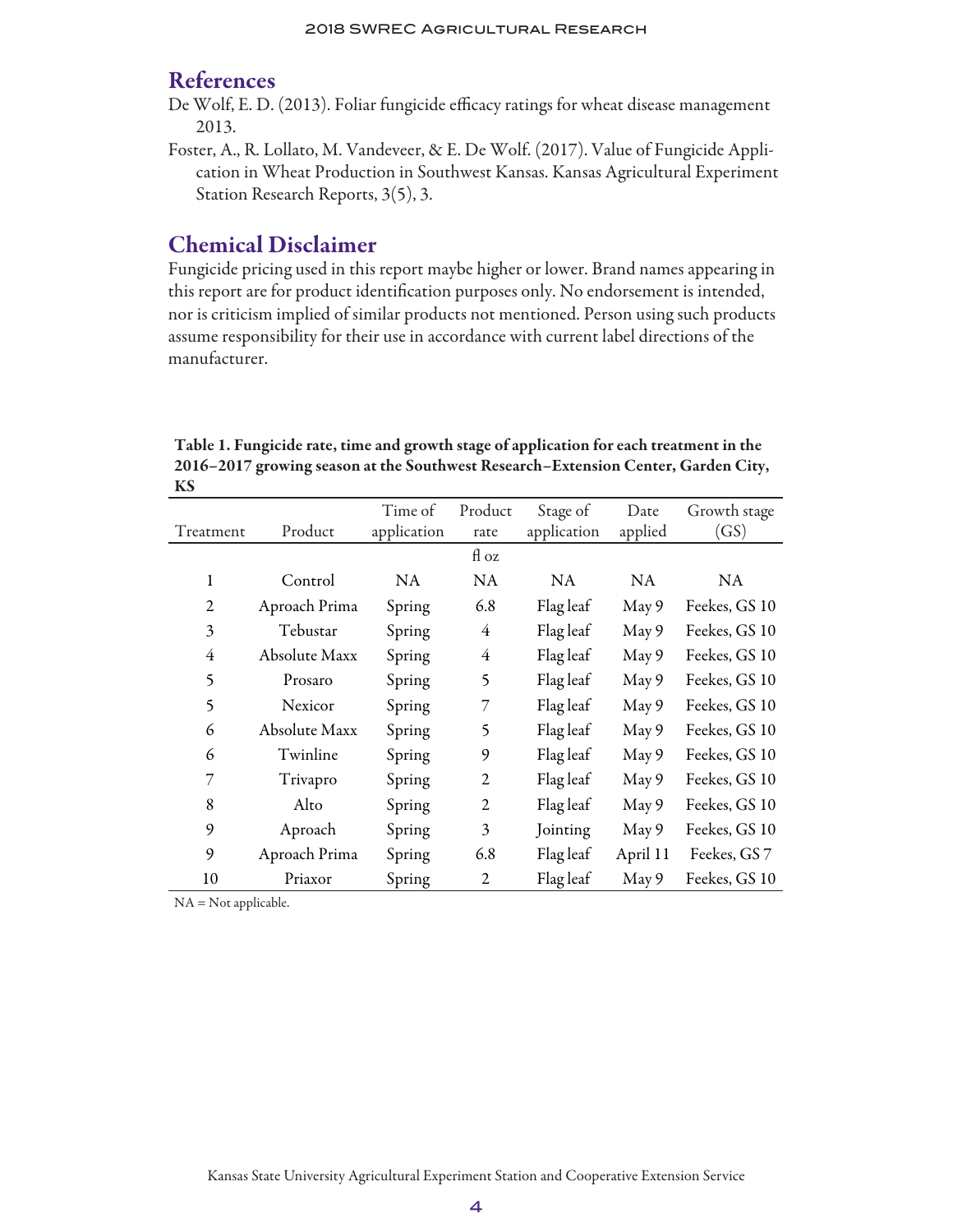## References

De Wolf, E. D. (2013). Foliar fungicide efficacy ratings for wheat disease management 2013.

Foster, A., R. Lollato, M. Vandeveer, & E. De Wolf. (2017). Value of Fungicide Application in Wheat Production in Southwest Kansas. Kansas Agricultural Experiment Station Research Reports, 3(5), 3.

## Chemical Disclaimer

Fungicide pricing used in this report maybe higher or lower. Brand names appearing in this report are for product identification purposes only. No endorsement is intended, nor is criticism implied of similar products not mentioned. Person using such products assume responsibility for their use in accordance with current label directions of the manufacturer.

**Table 1. Fungicide rate, time and growth stage of application for each treatment in the 2016–2017 growing season at the Southwest Research–Extension Center, Garden City, KS**

| Treatment | Product | Time of application | Product rate | Stage of application | Date applied | Growth stage (GS) |
|---|---|---|---|---|---|---|
| | | | fl oz | | | |
| 1 | Control | NA | NA | NA | NA | NA |
| 2 | Aproach Prima | Spring | 6.8 | Flag leaf | May 9 | Feekes, GS 10 |
| 3 | Tebustar | Spring | 4 | Flag leaf | May 9 | Feekes, GS 10 |
| 4 | Absolute Maxx | Spring | 4 | Flag leaf | May 9 | Feekes, GS 10 |
| 5 | Prosaro | Spring | 5 | Flag leaf | May 9 | Feekes, GS 10 |
| 5 | Nexicor | Spring | 7 | Flag leaf | May 9 | Feekes, GS 10 |
| 6 | Absolute Maxx | Spring | 5 | Flag leaf | May 9 | Feekes, GS 10 |
| 6 | Twinline | Spring | 9 | Flag leaf | May 9 | Feekes, GS 10 |
| 7 | Trivapro | Spring | 2 | Flag leaf | May 9 | Feekes, GS 10 |
| 8 | Alto | Spring | 2 | Flag leaf | May 9 | Feekes, GS 10 |
| 9 | Aproach | Spring | 3 | Jointing | May 9 | Feekes, GS 10 |
| 9 | Aproach Prima | Spring | 6.8 | Flag leaf | April 11 | Feekes, GS 7 |
| 10 | Priaxor | Spring | 2 | Flag leaf | May 9 | Feekes, GS 10 |

NA = Not applicable.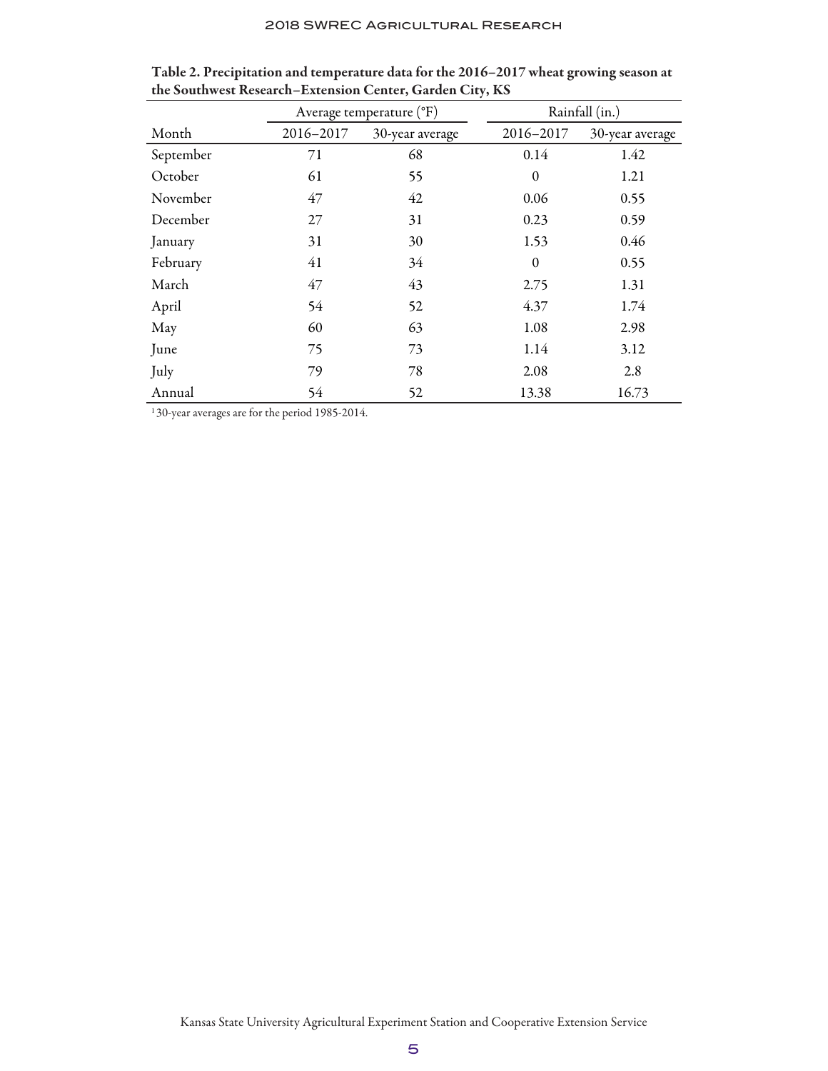**Table 2. Precipitation and temperature data for the 2016–2017 wheat growing season at the Southwest Research–Extension Center, Garden City, KS**

| | Average temperature (°F) | | Rainfall (in.) | |
|---|---|---|---|---|
| Month | 2016–2017 | 30-year average | 2016–2017 | 30-year average |
| September | 71 | 68 | 0.14 | 1.42 |
| October | 61 | 55 | 0 | 1.21 |
| November | 47 | 42 | 0.06 | 0.55 |
| December | 27 | 31 | 0.23 | 0.59 |
| January | 31 | 30 | 1.53 | 0.46 |
| February | 41 | 34 | 0 | 0.55 |
| March | 47 | 43 | 2.75 | 1.31 |
| April | 54 | 52 | 4.37 | 1.74 |
| May | 60 | 63 | 1.08 | 2.98 |
| June | 75 | 73 | 1.14 | 3.12 |
| July | 79 | 78 | 2.08 | 2.8 |
| Annual | 54 | 52 | 13.38 | 16.73 |

[1] 30-year averages are for the period 1985-2014.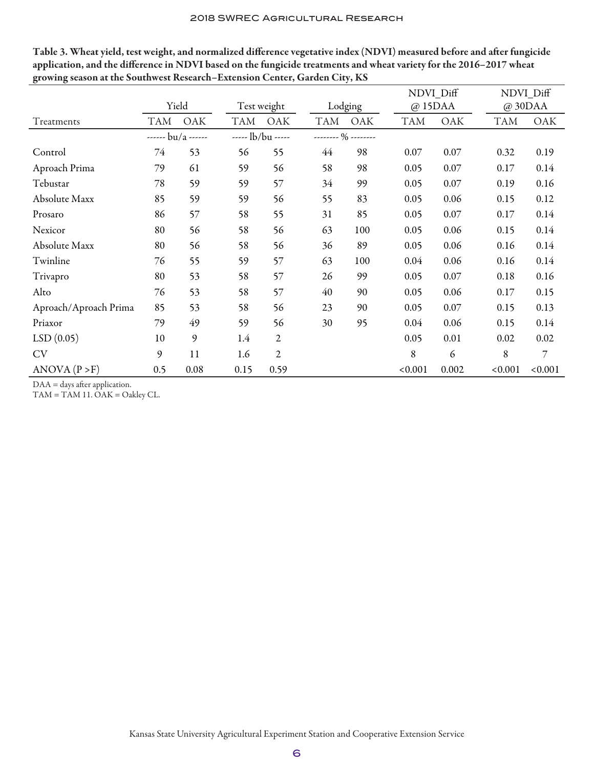**Table 3. Wheat yield, test weight, and normalized difference vegetative index (NDVI) measured before and after fungicide application, and the difference in NDVI based on the fungicide treatments and wheat variety for the 2016–2017 wheat growing season at the Southwest Research–Extension Center, Garden City, KS**

| | Yield | | Test weight | | Lodging | | NDVI_Diff @ 15DAA | | NDVI_Diff @ 30DAA | |
|---|---|---|---|---|---|---|---|---|---|---|
| Treatments | TAM | OAK | TAM | OAK | TAM | OAK | TAM | OAK | TAM | OAK |
| | ------ bu/a ------ | | ----- lb/bu ----- | | -------- % -------- | | | | | |
| Control | 74 | 53 | 56 | 55 | 44 | 98 | 0.07 | 0.07 | 0.32 | 0.19 |
| Aproach Prima | 79 | 61 | 59 | 56 | 58 | 98 | 0.05 | 0.07 | 0.17 | 0.14 |
| Tebustar | 78 | 59 | 59 | 57 | 34 | 99 | 0.05 | 0.07 | 0.19 | 0.16 |
| Absolute Maxx | 85 | 59 | 59 | 56 | 55 | 83 | 0.05 | 0.06 | 0.15 | 0.12 |
| Prosaro | 86 | 57 | 58 | 55 | 31 | 85 | 0.05 | 0.07 | 0.17 | 0.14 |
| Nexicor | 80 | 56 | 58 | 56 | 63 | 100 | 0.05 | 0.06 | 0.15 | 0.14 |
| Absolute Maxx | 80 | 56 | 58 | 56 | 36 | 89 | 0.05 | 0.06 | 0.16 | 0.14 |
| Twinline | 76 | 55 | 59 | 57 | 63 | 100 | 0.04 | 0.06 | 0.16 | 0.14 |
| Trivapro | 80 | 53 | 58 | 57 | 26 | 99 | 0.05 | 0.07 | 0.18 | 0.16 |
| Alto | 76 | 53 | 58 | 57 | 40 | 90 | 0.05 | 0.06 | 0.17 | 0.15 |
| Aproach/Aproach Prima | 85 | 53 | 58 | 56 | 23 | 90 | 0.05 | 0.07 | 0.15 | 0.13 |
| Priaxor | 79 | 49 | 59 | 56 | 30 | 95 | 0.04 | 0.06 | 0.15 | 0.14 |
| LSD (0.05) | 10 | 9 | 1.4 | 2 | | | 0.05 | 0.01 | 0.02 | 0.02 |
| CV | 9 | 11 | 1.6 | 2 | | | 8 | 6 | 8 | 7 |
| ANOVA (P >F) | 0.5 | 0.08 | 0.15 | 0.59 | | | <0.001 | 0.002 | <0.001 | <0.001 |

DAA = days after application.
TAM = TAM 11. OAK = Oakley CL.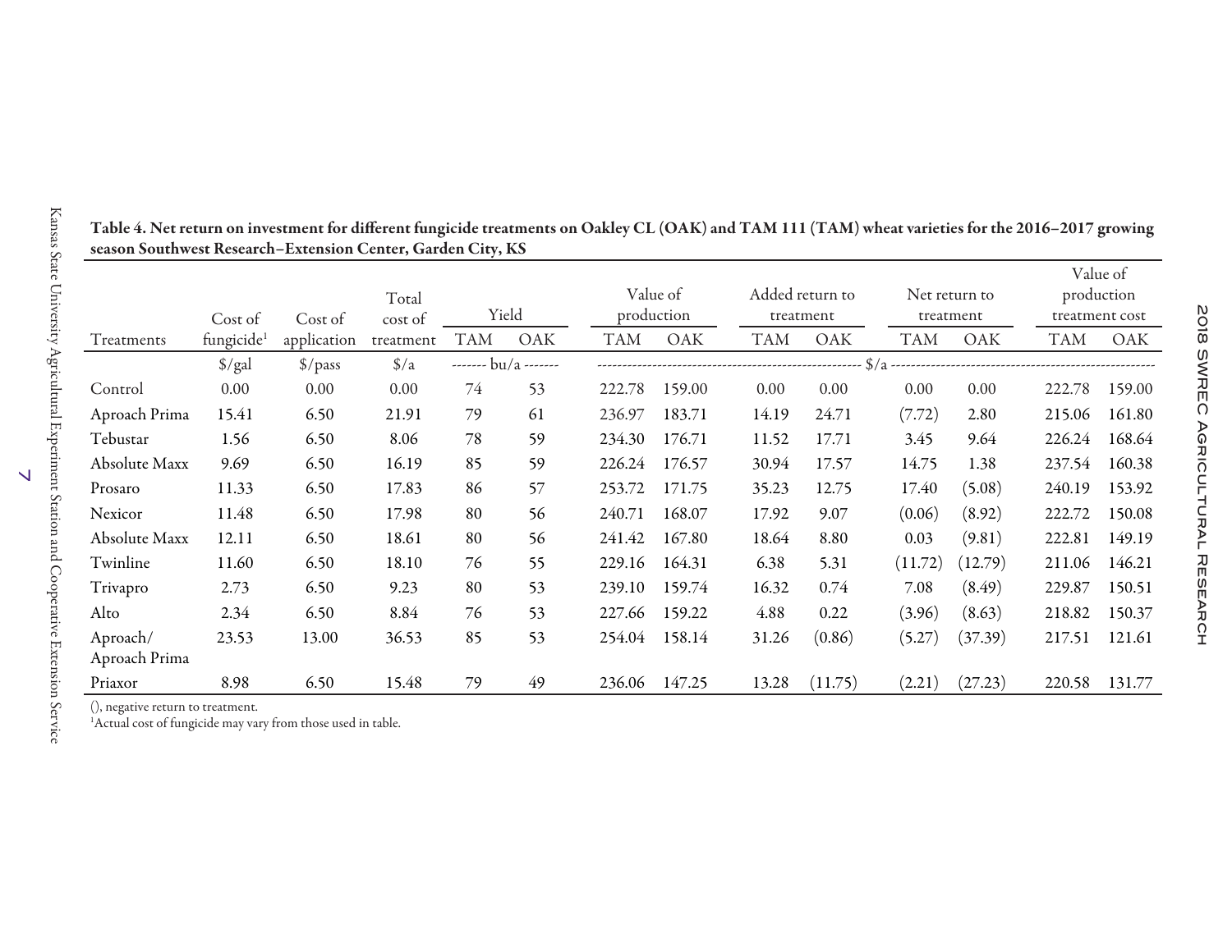**Table 4. Net return on investment for different fungicide treatments on Oakley CL (OAK) and TAM 111 (TAM) wheat varieties for the 2016–2017 growing season Southwest Research–Extension Center, Garden City, KS**

| Treatments | Cost of fungicide[1] | Cost of application | Total cost of treatment | Yield | | Value of production | | Added return to treatment | | Net return to treatment | | Value of production treatment cost | |
|---|---|---|---|---|---|---|---|---|---|---|---|---|---|
| | | | | TAM | OAK | TAM | OAK | TAM | OAK | TAM | OAK | TAM | OAK |
| | $/gal | $/pass | $/a | bu/a | | $/a | | | | | | | |
| Control | 0.00 | 0.00 | 0.00 | 74 | 53 | 222.78 | 159.00 | 0.00 | 0.00 | 0.00 | 0.00 | 222.78 | 159.00 |
| Aproach Prima | 15.41 | 6.50 | 21.91 | 79 | 61 | 236.97 | 183.71 | 14.19 | 24.71 | (7.72) | 2.80 | 215.06 | 161.80 |
| Tebustar | 1.56 | 6.50 | 8.06 | 78 | 59 | 234.30 | 176.71 | 11.52 | 17.71 | 3.45 | 9.64 | 226.24 | 168.64 |
| Absolute Maxx | 9.69 | 6.50 | 16.19 | 85 | 59 | 226.24 | 176.57 | 30.94 | 17.57 | 14.75 | 1.38 | 237.54 | 160.38 |
| Prosaro | 11.33 | 6.50 | 17.83 | 86 | 57 | 253.72 | 171.75 | 35.23 | 12.75 | 17.40 | (5.08) | 240.19 | 153.92 |
| Nexicor | 11.48 | 6.50 | 17.98 | 80 | 56 | 240.71 | 168.07 | 17.92 | 9.07 | (0.06) | (8.92) | 222.72 | 150.08 |
| Absolute Maxx | 12.11 | 6.50 | 18.61 | 80 | 56 | 241.42 | 167.80 | 18.64 | 8.80 | 0.03 | (9.81) | 222.81 | 149.19 |
| Twinline | 11.60 | 6.50 | 18.10 | 76 | 55 | 229.16 | 164.31 | 6.38 | 5.31 | (11.72) | (12.79) | 211.06 | 146.21 |
| Trivapro | 2.73 | 6.50 | 9.23 | 80 | 53 | 239.10 | 159.74 | 16.32 | 0.74 | 7.08 | (8.49) | 229.87 | 150.51 |
| Alto | 2.34 | 6.50 | 8.84 | 76 | 53 | 227.66 | 159.22 | 4.88 | 0.22 | (3.96) | (8.63) | 218.82 | 150.37 |
| Aproach/ Aproach Prima | 23.53 | 13.00 | 36.53 | 85 | 53 | 254.04 | 158.14 | 31.26 | (0.86) | (5.27) | (37.39) | 217.51 | 121.61 |
| Priaxor | 8.98 | 6.50 | 15.48 | 79 | 49 | 236.06 | 147.25 | 13.28 | (11.75) | (2.21) | (27.23) | 220.58 | 131.77 |

(), negative return to treatment.
[1]Actual cost of fungicide may vary from those used in table.